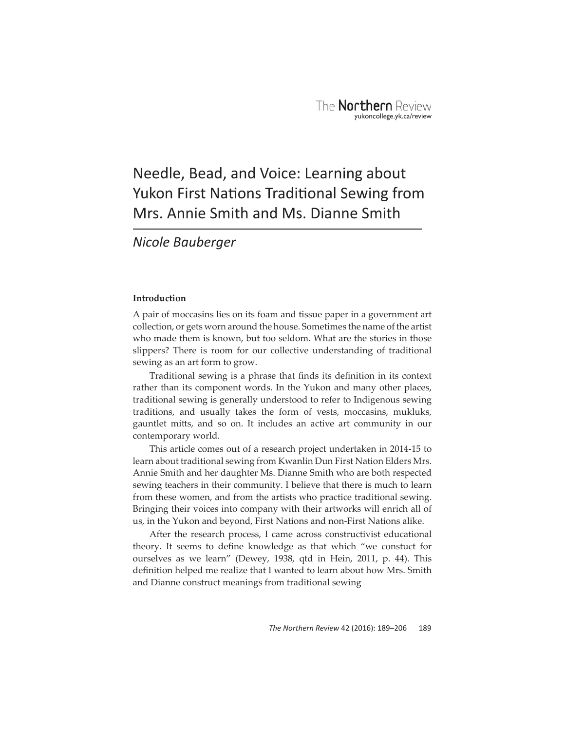# Needle, Bead, and Voice: Learning about Yukon First Nations Traditional Sewing from Mrs. Annie Smith and Ms. Dianne Smith

*Nicole Bauberger*

**Introduction**

A pair of moccasins lies on its foam and tissue paper in a government art collection, or gets worn around the house. Sometimes the name of the artist who made them is known, but too seldom. What are the stories in those slippers? There is room for our collective understanding of traditional sewing as an art form to grow.

Traditional sewing is a phrase that finds its definition in its context rather than its component words. In the Yukon and many other places, traditional sewing is generally understood to refer to Indigenous sewing traditions, and usually takes the form of vests, moccasins, mukluks, gauntlet mitts, and so on. It includes an active art community in our contemporary world.

This article comes out of a research project undertaken in 2014-15 to learn about traditional sewing from Kwanlin Dun First Nation Elders Mrs. Annie Smith and her daughter Ms. Dianne Smith who are both respected sewing teachers in their community. I believe that there is much to learn from these women, and from the artists who practice traditional sewing. Bringing their voices into company with their artworks will enrich all of us, in the Yukon and beyond, First Nations and non-First Nations alike.

After the research process, I came across constructivist educational theory. It seems to define knowledge as that which "we constuct for ourselves as we learn" (Dewey, 1938, qtd in Hein, 2011, p. 44). This definition helped me realize that I wanted to learn about how Mrs. Smith and Dianne construct meanings from traditional sewing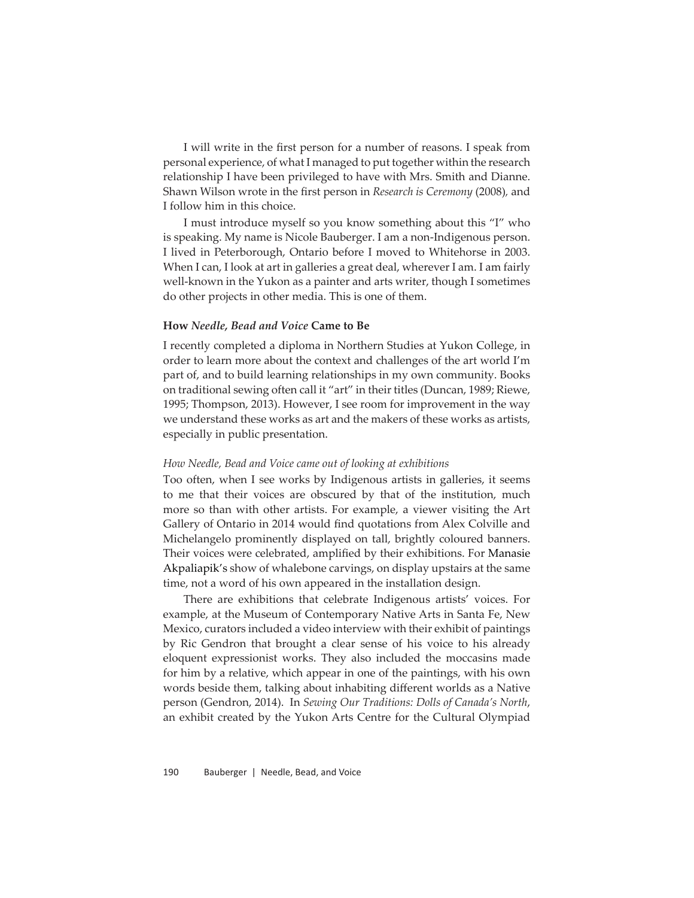I will write in the first person for a number of reasons. I speak from personal experience, of what I managed to put together within the research relationship I have been privileged to have with Mrs. Smith and Dianne. Shawn Wilson wrote in the first person in *Research is Ceremony* (2008), and I follow him in this choice.

I must introduce myself so you know something about this "I" who is speaking. My name is Nicole Bauberger. I am a non-Indigenous person. I lived in Peterborough, Ontario before I moved to Whitehorse in 2003. When I can, I look at art in galleries a great deal, wherever I am. I am fairly well-known in the Yukon as a painter and arts writer, though I sometimes do other projects in other media. This is one of them.

## How *Needle, Bead and Voice* Came to Be

I recently completed a diploma in Northern Studies at Yukon College, in order to learn more about the context and challenges of the art world I'm part of, and to build learning relationships in my own community. Books on traditional sewing often call it "art" in their titles (Duncan, 1989; Riewe, 1995; Thompson, 2013). However, I see room for improvement in the way we understand these works as art and the makers of these works as artists, especially in public presentation.

### *How Needle, Bead and Voice came out of looking at exhibitions*

Too often, when I see works by Indigenous artists in galleries, it seems to me that their voices are obscured by that of the institution, much more so than with other artists. For example, a viewer visiting the Art Gallery of Ontario in 2014 would find quotations from Alex Colville and Michelangelo prominently displayed on tall, brightly coloured banners. Their voices were celebrated, amplified by their exhibitions. For Manasie Akpaliapik's show of whalebone carvings, on display upstairs at the same time, not a word of his own appeared in the installation design.

There are exhibitions that celebrate Indigenous artists' voices. For example, at the Museum of Contemporary Native Arts in Santa Fe, New Mexico, curators included a video interview with their exhibit of paintings by Ric Gendron that brought a clear sense of his voice to his already eloquent expressionist works. They also included the moccasins made for him by a relative, which appear in one of the paintings, with his own words beside them, talking about inhabiting different worlds as a Native person (Gendron, 2014). In *Sewing Our Traditions: Dolls of Canada's North*, an exhibit created by the Yukon Arts Centre for the Cultural Olympiad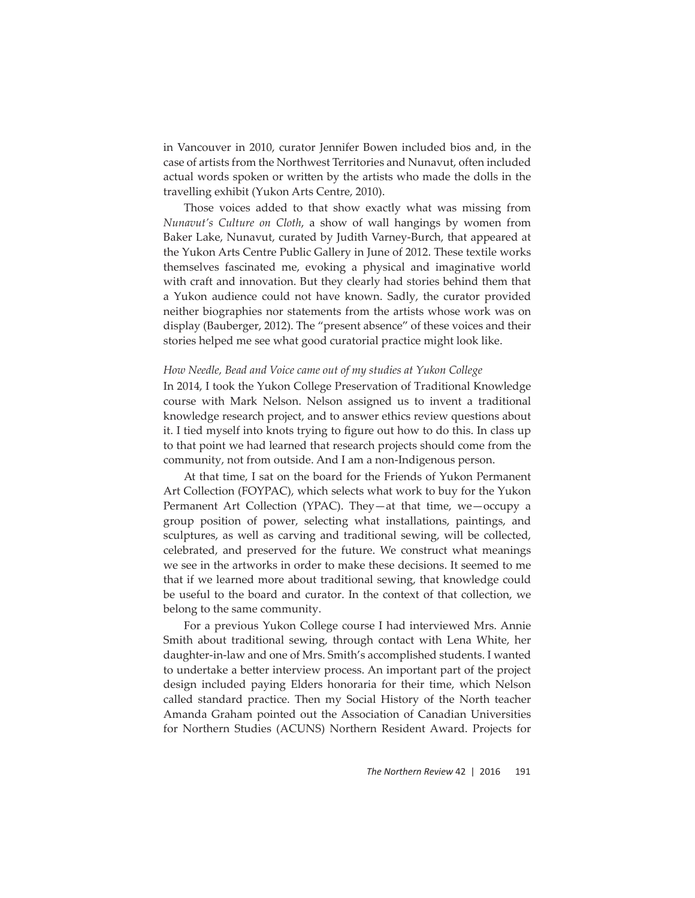in Vancouver in 2010, curator Jennifer Bowen included bios and, in the case of artists from the Northwest Territories and Nunavut, often included actual words spoken or written by the artists who made the dolls in the travelling exhibit (Yukon Arts Centre, 2010).

Those voices added to that show exactly what was missing from *Nunavut's Culture on Cloth*, a show of wall hangings by women from Baker Lake, Nunavut, curated by Judith Varney-Burch, that appeared at the Yukon Arts Centre Public Gallery in June of 2012. These textile works themselves fascinated me, evoking a physical and imaginative world with craft and innovation. But they clearly had stories behind them that a Yukon audience could not have known. Sadly, the curator provided neither biographies nor statements from the artists whose work was on display (Bauberger, 2012). The "present absence" of these voices and their stories helped me see what good curatorial practice might look like.

### *How Needle, Bead and Voice came out of my studies at Yukon College*

In 2014, I took the Yukon College Preservation of Traditional Knowledge course with Mark Nelson. Nelson assigned us to invent a traditional knowledge research project, and to answer ethics review questions about it. I tied myself into knots trying to figure out how to do this. In class up to that point we had learned that research projects should come from the community, not from outside. And I am a non-Indigenous person.

At that time, I sat on the board for the Friends of Yukon Permanent Art Collection (FOYPAC), which selects what work to buy for the Yukon Permanent Art Collection (YPAC). They—at that time, we—occupy a group position of power, selecting what installations, paintings, and sculptures, as well as carving and traditional sewing, will be collected, celebrated, and preserved for the future. We construct what meanings we see in the artworks in order to make these decisions. It seemed to me that if we learned more about traditional sewing, that knowledge could be useful to the board and curator. In the context of that collection, we belong to the same community.

For a previous Yukon College course I had interviewed Mrs. Annie Smith about traditional sewing, through contact with Lena White, her daughter-in-law and one of Mrs. Smith's accomplished students. I wanted to undertake a better interview process. An important part of the project design included paying Elders honoraria for their time, which Nelson called standard practice. Then my Social History of the North teacher Amanda Graham pointed out the Association of Canadian Universities for Northern Studies (ACUNS) Northern Resident Award. Projects for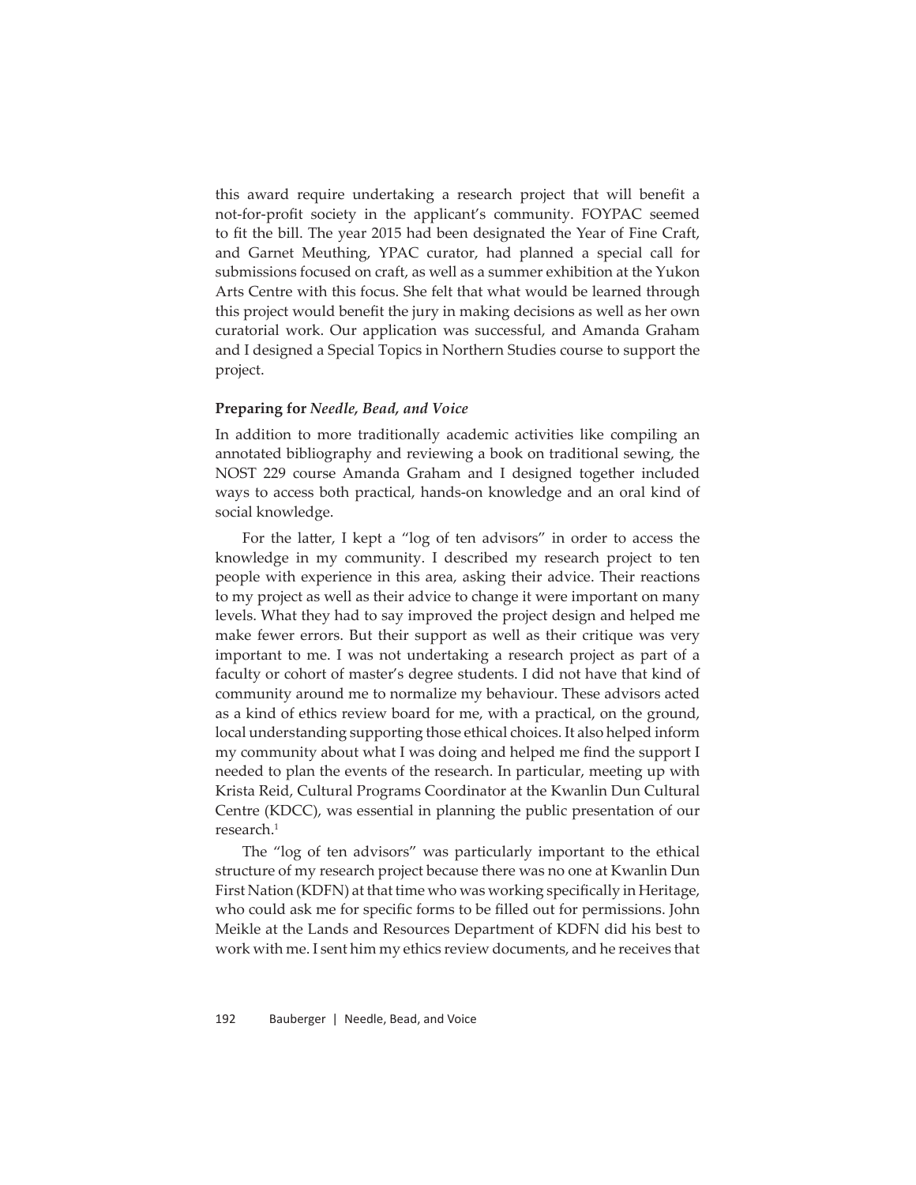this award require undertaking a research project that will benefit a not-for-profit society in the applicant's community. FOYPAC seemed to fit the bill. The year 2015 had been designated the Year of Fine Craft, and Garnet Meuthing, YPAC curator, had planned a special call for submissions focused on craft, as well as a summer exhibition at the Yukon Arts Centre with this focus. She felt that what would be learned through this project would benefit the jury in making decisions as well as her own curatorial work. Our application was successful, and Amanda Graham and I designed a Special Topics in Northern Studies course to support the project.

### Preparing for *Needle, Bead, and Voice*

In addition to more traditionally academic activities like compiling an annotated bibliography and reviewing a book on traditional sewing, the NOST 229 course Amanda Graham and I designed together included ways to access both practical, hands-on knowledge and an oral kind of social knowledge.

For the latter, I kept a "log of ten advisors" in order to access the knowledge in my community. I described my research project to ten people with experience in this area, asking their advice. Their reactions to my project as well as their advice to change it were important on many levels. What they had to say improved the project design and helped me make fewer errors. But their support as well as their critique was very important to me. I was not undertaking a research project as part of a faculty or cohort of master's degree students. I did not have that kind of community around me to normalize my behaviour. These advisors acted as a kind of ethics review board for me, with a practical, on the ground, local understanding supporting those ethical choices. It also helped inform my community about what I was doing and helped me find the support I needed to plan the events of the research. In particular, meeting up with Krista Reid, Cultural Programs Coordinator at the Kwanlin Dun Cultural Centre (KDCC), was essential in planning the public presentation of our research.[1]

The "log of ten advisors" was particularly important to the ethical structure of my research project because there was no one at Kwanlin Dun First Nation (KDFN) at that time who was working specifically in Heritage, who could ask me for specific forms to be filled out for permissions. John Meikle at the Lands and Resources Department of KDFN did his best to work with me. I sent him my ethics review documents, and he receives that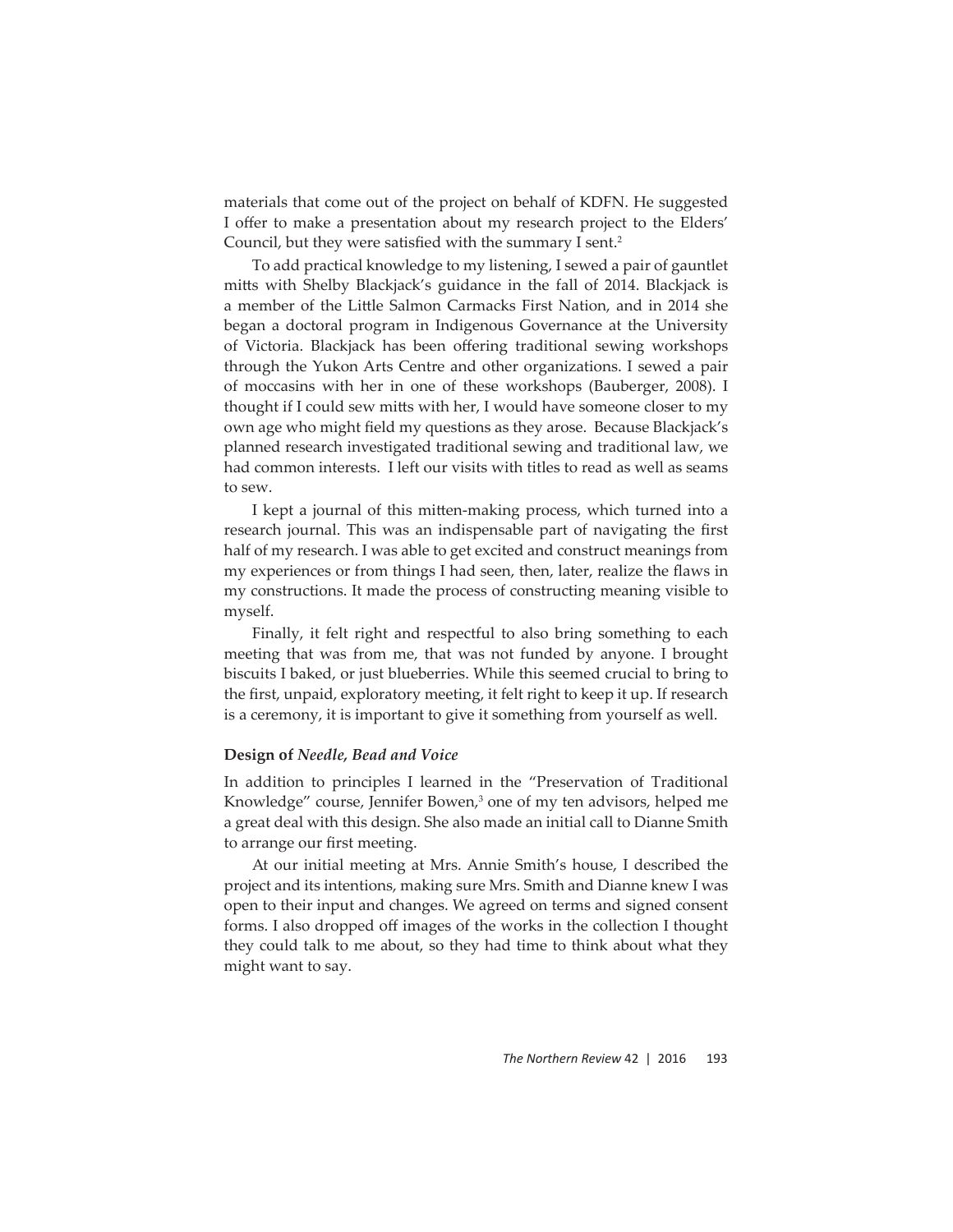materials that come out of the project on behalf of KDFN. He suggested I offer to make a presentation about my research project to the Elders' Council, but they were satisfied with the summary I sent.[2]

To add practical knowledge to my listening, I sewed a pair of gauntlet mitts with Shelby Blackjack's guidance in the fall of 2014. Blackjack is a member of the Little Salmon Carmacks First Nation, and in 2014 she began a doctoral program in Indigenous Governance at the University of Victoria. Blackjack has been offering traditional sewing workshops through the Yukon Arts Centre and other organizations. I sewed a pair of moccasins with her in one of these workshops (Bauberger, 2008). I thought if I could sew mitts with her, I would have someone closer to my own age who might field my questions as they arose. Because Blackjack's planned research investigated traditional sewing and traditional law, we had common interests. I left our visits with titles to read as well as seams to sew.

I kept a journal of this mitten-making process, which turned into a research journal. This was an indispensable part of navigating the first half of my research. I was able to get excited and construct meanings from my experiences or from things I had seen, then, later, realize the flaws in my constructions. It made the process of constructing meaning visible to myself.

Finally, it felt right and respectful to also bring something to each meeting that was from me, that was not funded by anyone. I brought biscuits I baked, or just blueberries. While this seemed crucial to bring to the first, unpaid, exploratory meeting, it felt right to keep it up. If research is a ceremony, it is important to give it something from yourself as well.

### Design of *Needle, Bead and Voice*

In addition to principles I learned in the "Preservation of Traditional Knowledge" course, Jennifer Bowen,[3] one of my ten advisors, helped me a great deal with this design. She also made an initial call to Dianne Smith to arrange our first meeting.

At our initial meeting at Mrs. Annie Smith's house, I described the project and its intentions, making sure Mrs. Smith and Dianne knew I was open to their input and changes. We agreed on terms and signed consent forms. I also dropped off images of the works in the collection I thought they could talk to me about, so they had time to think about what they might want to say.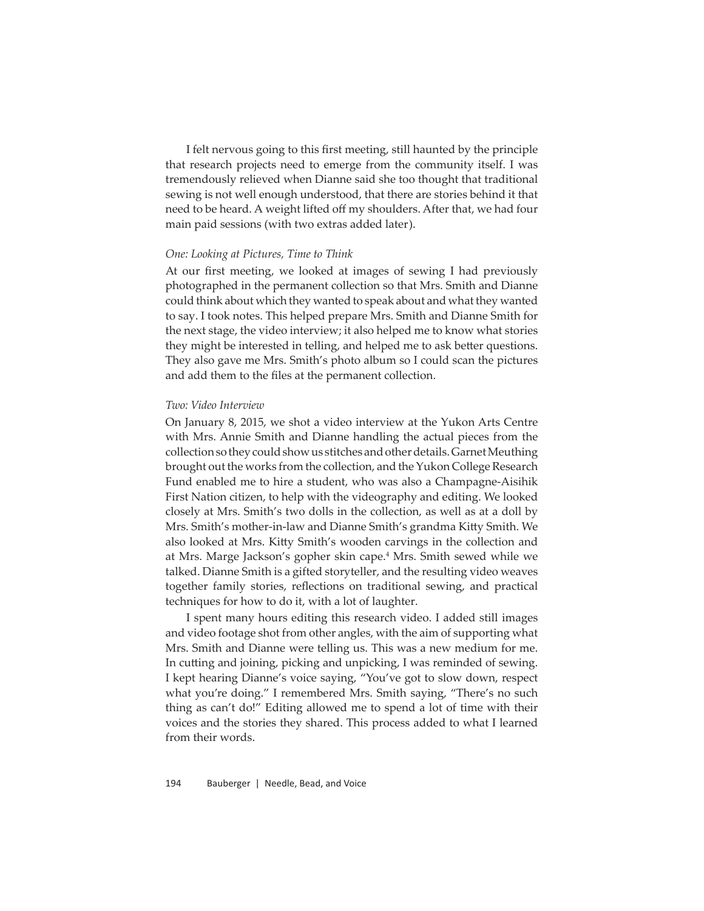I felt nervous going to this first meeting, still haunted by the principle that research projects need to emerge from the community itself. I was tremendously relieved when Dianne said she too thought that traditional sewing is not well enough understood, that there are stories behind it that need to be heard. A weight lifted off my shoulders. After that, we had four main paid sessions (with two extras added later).

*One: Looking at Pictures, Time to Think*

At our first meeting, we looked at images of sewing I had previously photographed in the permanent collection so that Mrs. Smith and Dianne could think about which they wanted to speak about and what they wanted to say. I took notes. This helped prepare Mrs. Smith and Dianne Smith for the next stage, the video interview; it also helped me to know what stories they might be interested in telling, and helped me to ask better questions. They also gave me Mrs. Smith's photo album so I could scan the pictures and add them to the files at the permanent collection.

*Two: Video Interview*

On January 8, 2015, we shot a video interview at the Yukon Arts Centre with Mrs. Annie Smith and Dianne handling the actual pieces from the collection so they could show us stitches and other details. Garnet Meuthing brought out the works from the collection, and the Yukon College Research Fund enabled me to hire a student, who was also a Champagne-Aisihik First Nation citizen, to help with the videography and editing. We looked closely at Mrs. Smith's two dolls in the collection, as well as at a doll by Mrs. Smith's mother-in-law and Dianne Smith's grandma Kitty Smith. We also looked at Mrs. Kitty Smith's wooden carvings in the collection and at Mrs. Marge Jackson's gopher skin cape.[4] Mrs. Smith sewed while we talked. Dianne Smith is a gifted storyteller, and the resulting video weaves together family stories, reflections on traditional sewing, and practical techniques for how to do it, with a lot of laughter.

I spent many hours editing this research video. I added still images and video footage shot from other angles, with the aim of supporting what Mrs. Smith and Dianne were telling us. This was a new medium for me. In cutting and joining, picking and unpicking, I was reminded of sewing. I kept hearing Dianne's voice saying, "You've got to slow down, respect what you're doing." I remembered Mrs. Smith saying, "There's no such thing as can't do!" Editing allowed me to spend a lot of time with their voices and the stories they shared. This process added to what I learned from their words.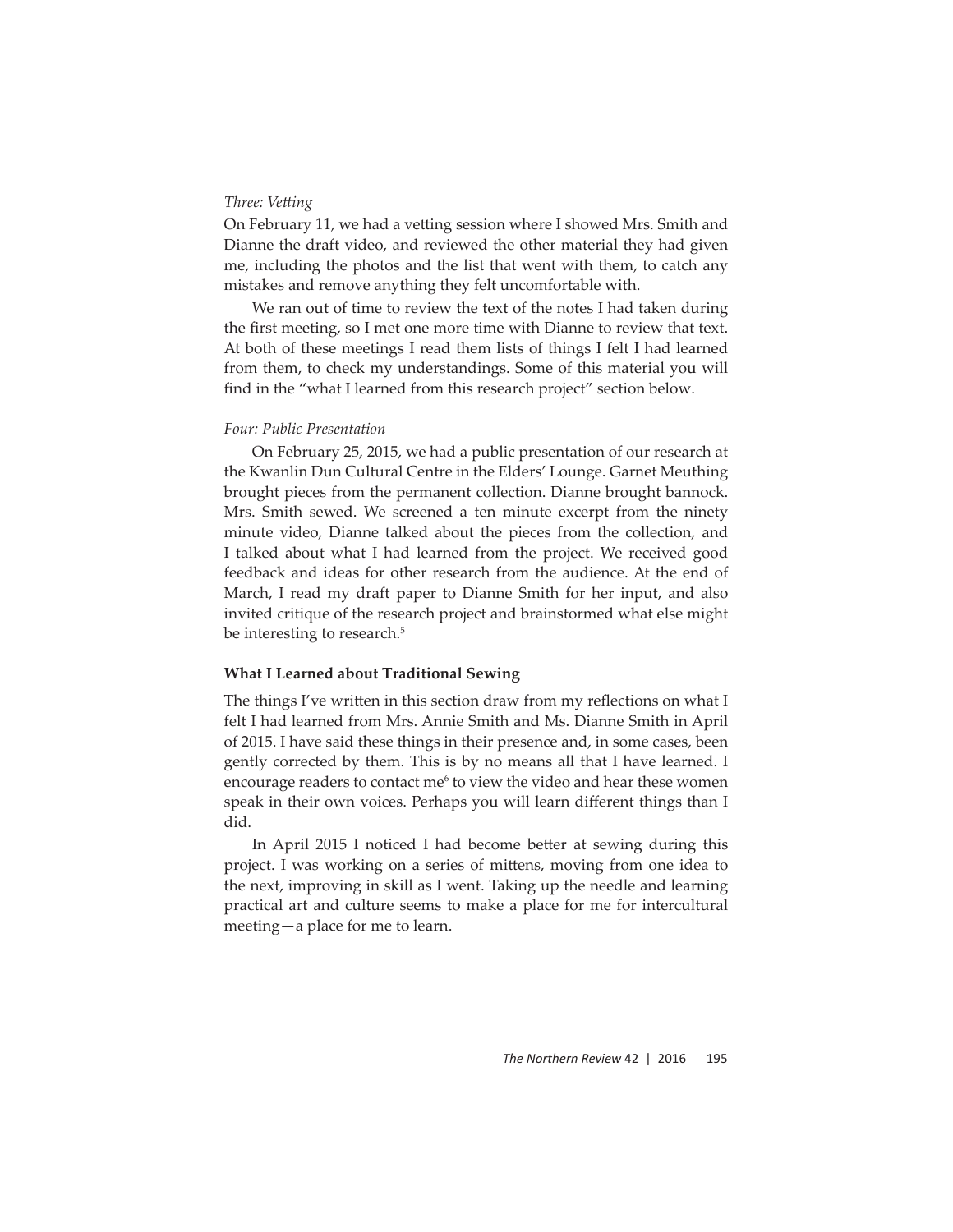*Three: Vetting*

On February 11, we had a vetting session where I showed Mrs. Smith and Dianne the draft video, and reviewed the other material they had given me, including the photos and the list that went with them, to catch any mistakes and remove anything they felt uncomfortable with.

We ran out of time to review the text of the notes I had taken during the first meeting, so I met one more time with Dianne to review that text. At both of these meetings I read them lists of things I felt I had learned from them, to check my understandings. Some of this material you will find in the "what I learned from this research project" section below.

*Four: Public Presentation*

On February 25, 2015, we had a public presentation of our research at the Kwanlin Dun Cultural Centre in the Elders' Lounge. Garnet Meuthing brought pieces from the permanent collection. Dianne brought bannock. Mrs. Smith sewed. We screened a ten minute excerpt from the ninety minute video, Dianne talked about the pieces from the collection, and I talked about what I had learned from the project. We received good feedback and ideas for other research from the audience. At the end of March, I read my draft paper to Dianne Smith for her input, and also invited critique of the research project and brainstormed what else might be interesting to research.[5]

### What I Learned about Traditional Sewing

The things I've written in this section draw from my reflections on what I felt I had learned from Mrs. Annie Smith and Ms. Dianne Smith in April of 2015. I have said these things in their presence and, in some cases, been gently corrected by them. This is by no means all that I have learned. I encourage readers to contact me[6] to view the video and hear these women speak in their own voices. Perhaps you will learn different things than I did.

In April 2015 I noticed I had become better at sewing during this project. I was working on a series of mittens, moving from one idea to the next, improving in skill as I went. Taking up the needle and learning practical art and culture seems to make a place for me for intercultural meeting—a place for me to learn.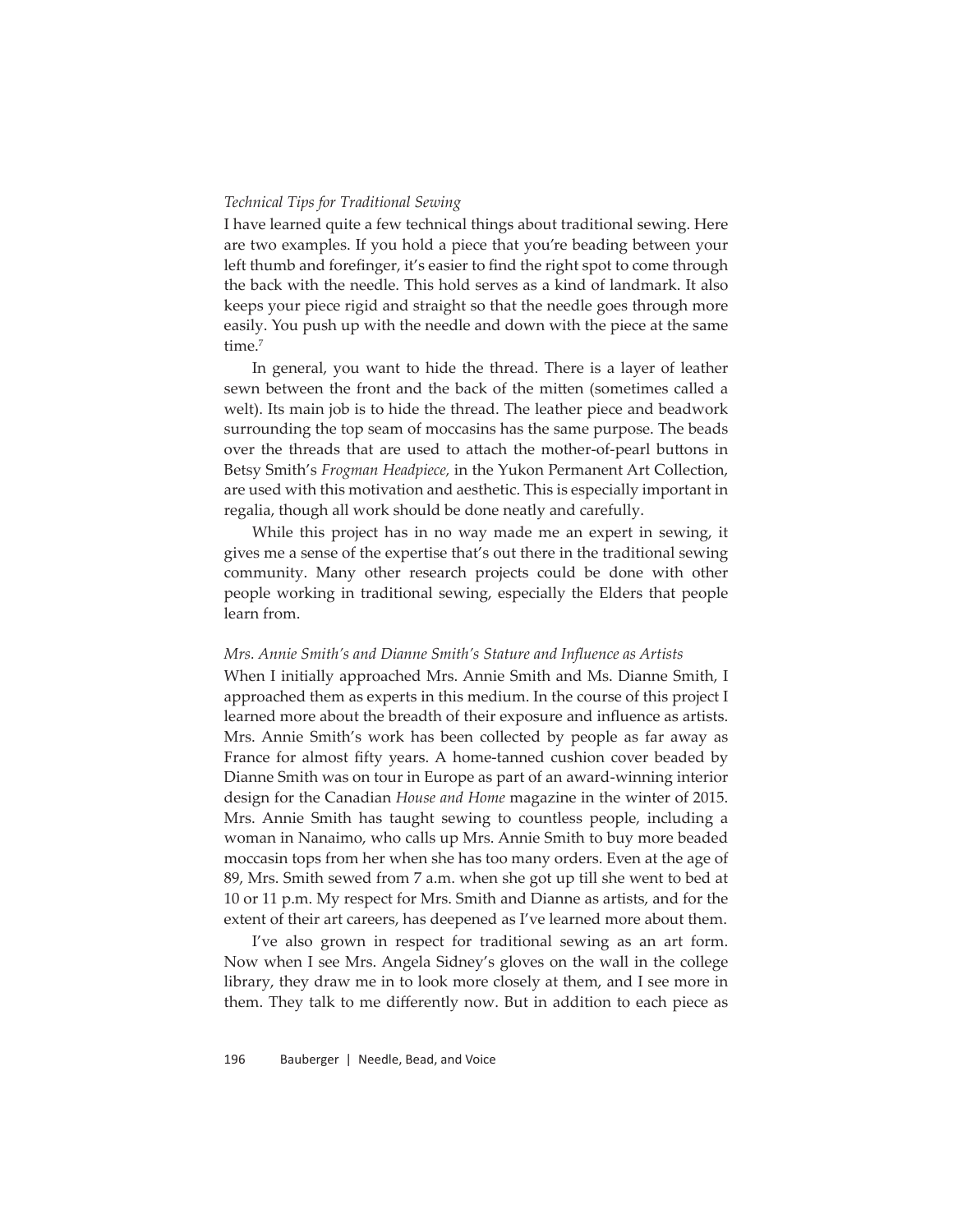*Technical Tips for Traditional Sewing*

I have learned quite a few technical things about traditional sewing. Here are two examples. If you hold a piece that you're beading between your left thumb and forefinger, it's easier to find the right spot to come through the back with the needle. This hold serves as a kind of landmark. It also keeps your piece rigid and straight so that the needle goes through more easily. You push up with the needle and down with the piece at the same time.[7]

In general, you want to hide the thread. There is a layer of leather sewn between the front and the back of the mitten (sometimes called a welt). Its main job is to hide the thread. The leather piece and beadwork surrounding the top seam of moccasins has the same purpose. The beads over the threads that are used to attach the mother-of-pearl buttons in Betsy Smith's *Frogman Headpiece,* in the Yukon Permanent Art Collection, are used with this motivation and aesthetic. This is especially important in regalia, though all work should be done neatly and carefully.

While this project has in no way made me an expert in sewing, it gives me a sense of the expertise that's out there in the traditional sewing community. Many other research projects could be done with other people working in traditional sewing, especially the Elders that people learn from.

*Mrs. Annie Smith's and Dianne Smith's Stature and Influence as Artists*

When I initially approached Mrs. Annie Smith and Ms. Dianne Smith, I approached them as experts in this medium. In the course of this project I learned more about the breadth of their exposure and influence as artists. Mrs. Annie Smith's work has been collected by people as far away as France for almost fifty years. A home-tanned cushion cover beaded by Dianne Smith was on tour in Europe as part of an award-winning interior design for the Canadian *House and Home* magazine in the winter of 2015. Mrs. Annie Smith has taught sewing to countless people, including a woman in Nanaimo, who calls up Mrs. Annie Smith to buy more beaded moccasin tops from her when she has too many orders. Even at the age of 89, Mrs. Smith sewed from 7 a.m. when she got up till she went to bed at 10 or 11 p.m. My respect for Mrs. Smith and Dianne as artists, and for the extent of their art careers, has deepened as I've learned more about them.

I've also grown in respect for traditional sewing as an art form. Now when I see Mrs. Angela Sidney's gloves on the wall in the college library, they draw me in to look more closely at them, and I see more in them. They talk to me differently now. But in addition to each piece as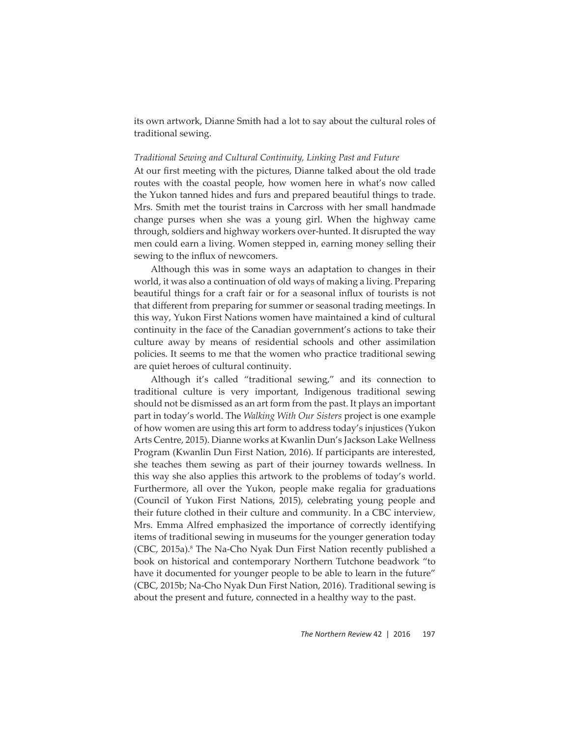its own artwork, Dianne Smith had a lot to say about the cultural roles of traditional sewing.

*Traditional Sewing and Cultural Continuity, Linking Past and Future*

At our first meeting with the pictures, Dianne talked about the old trade routes with the coastal people, how women here in what's now called the Yukon tanned hides and furs and prepared beautiful things to trade. Mrs. Smith met the tourist trains in Carcross with her small handmade change purses when she was a young girl. When the highway came through, soldiers and highway workers over-hunted. It disrupted the way men could earn a living. Women stepped in, earning money selling their sewing to the influx of newcomers.

Although this was in some ways an adaptation to changes in their world, it was also a continuation of old ways of making a living. Preparing beautiful things for a craft fair or for a seasonal influx of tourists is not that different from preparing for summer or seasonal trading meetings. In this way, Yukon First Nations women have maintained a kind of cultural continuity in the face of the Canadian government's actions to take their culture away by means of residential schools and other assimilation policies. It seems to me that the women who practice traditional sewing are quiet heroes of cultural continuity.

Although it's called "traditional sewing," and its connection to traditional culture is very important, Indigenous traditional sewing should not be dismissed as an art form from the past. It plays an important part in today's world. The *Walking With Our Sisters* project is one example of how women are using this art form to address today's injustices (Yukon Arts Centre, 2015). Dianne works at Kwanlin Dun's Jackson Lake Wellness Program (Kwanlin Dun First Nation, 2016). If participants are interested, she teaches them sewing as part of their journey towards wellness. In this way she also applies this artwork to the problems of today's world. Furthermore, all over the Yukon, people make regalia for graduations (Council of Yukon First Nations, 2015), celebrating young people and their future clothed in their culture and community. In a CBC interview, Mrs. Emma Alfred emphasized the importance of correctly identifying items of traditional sewing in museums for the younger generation today (CBC, 2015a).[8] The Na-Cho Nyak Dun First Nation recently published a book on historical and contemporary Northern Tutchone beadwork "to have it documented for younger people to be able to learn in the future" (CBC, 2015b; Na-Cho Nyak Dun First Nation, 2016). Traditional sewing is about the present and future, connected in a healthy way to the past.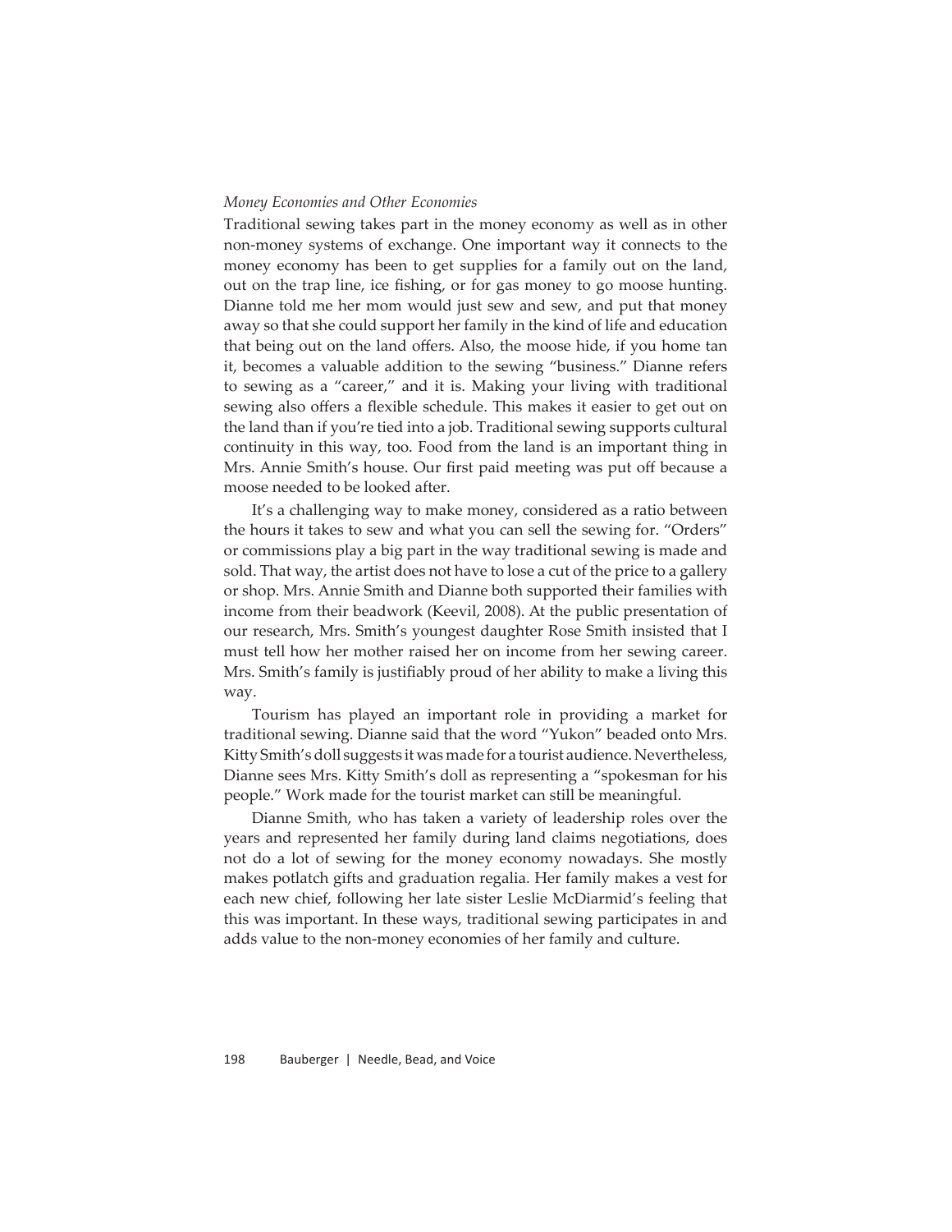*Money Economies and Other Economies*

Traditional sewing takes part in the money economy as well as in other non-money systems of exchange. One important way it connects to the money economy has been to get supplies for a family out on the land, out on the trap line, ice fishing, or for gas money to go moose hunting. Dianne told me her mom would just sew and sew, and put that money away so that she could support her family in the kind of life and education that being out on the land offers. Also, the moose hide, if you home tan it, becomes a valuable addition to the sewing "business." Dianne refers to sewing as a "career," and it is. Making your living with traditional sewing also offers a flexible schedule. This makes it easier to get out on the land than if you're tied into a job. Traditional sewing supports cultural continuity in this way, too. Food from the land is an important thing in Mrs. Annie Smith's house. Our first paid meeting was put off because a moose needed to be looked after.

It's a challenging way to make money, considered as a ratio between the hours it takes to sew and what you can sell the sewing for. "Orders" or commissions play a big part in the way traditional sewing is made and sold. That way, the artist does not have to lose a cut of the price to a gallery or shop. Mrs. Annie Smith and Dianne both supported their families with income from their beadwork (Keevil, 2008). At the public presentation of our research, Mrs. Smith's youngest daughter Rose Smith insisted that I must tell how her mother raised her on income from her sewing career. Mrs. Smith's family is justifiably proud of her ability to make a living this way.

Tourism has played an important role in providing a market for traditional sewing. Dianne said that the word "Yukon" beaded onto Mrs. Kitty Smith's doll suggests it was made for a tourist audience. Nevertheless, Dianne sees Mrs. Kitty Smith's doll as representing a "spokesman for his people." Work made for the tourist market can still be meaningful.

Dianne Smith, who has taken a variety of leadership roles over the years and represented her family during land claims negotiations, does not do a lot of sewing for the money economy nowadays. She mostly makes potlatch gifts and graduation regalia. Her family makes a vest for each new chief, following her late sister Leslie McDiarmid's feeling that this was important. In these ways, traditional sewing participates in and adds value to the non-money economies of her family and culture.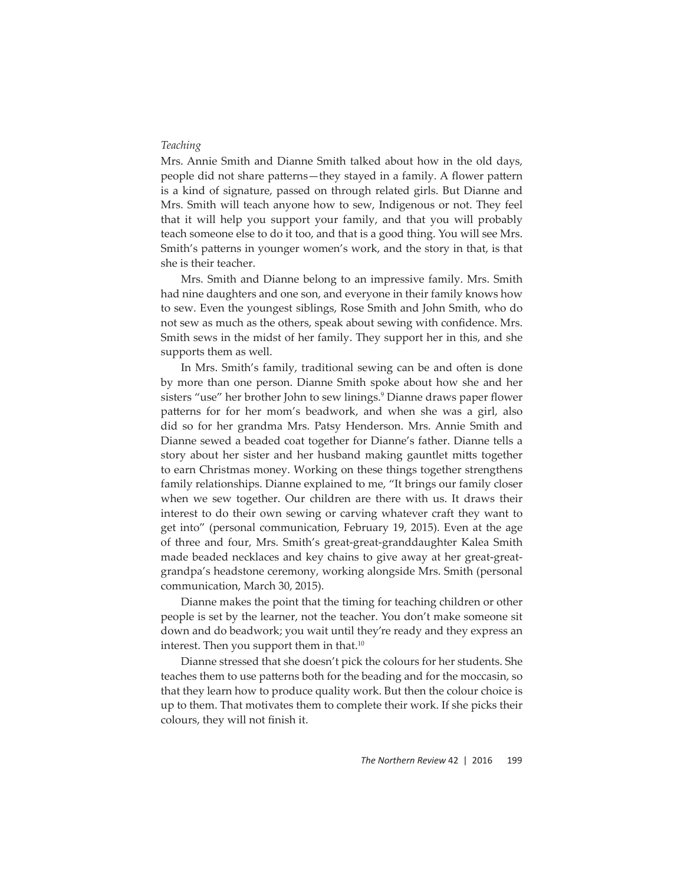*Teaching*

Mrs. Annie Smith and Dianne Smith talked about how in the old days, people did not share patterns—they stayed in a family. A flower pattern is a kind of signature, passed on through related girls. But Dianne and Mrs. Smith will teach anyone how to sew, Indigenous or not. They feel that it will help you support your family, and that you will probably teach someone else to do it too, and that is a good thing. You will see Mrs. Smith's patterns in younger women's work, and the story in that, is that she is their teacher.

Mrs. Smith and Dianne belong to an impressive family. Mrs. Smith had nine daughters and one son, and everyone in their family knows how to sew. Even the youngest siblings, Rose Smith and John Smith, who do not sew as much as the others, speak about sewing with confidence. Mrs. Smith sews in the midst of her family. They support her in this, and she supports them as well.

In Mrs. Smith's family, traditional sewing can be and often is done by more than one person. Dianne Smith spoke about how she and her sisters "use" her brother John to sew linings.[9] Dianne draws paper flower patterns for for her mom's beadwork, and when she was a girl, also did so for her grandma Mrs. Patsy Henderson. Mrs. Annie Smith and Dianne sewed a beaded coat together for Dianne's father. Dianne tells a story about her sister and her husband making gauntlet mitts together to earn Christmas money. Working on these things together strengthens family relationships. Dianne explained to me, "It brings our family closer when we sew together. Our children are there with us. It draws their interest to do their own sewing or carving whatever craft they want to get into" (personal communication, February 19, 2015). Even at the age of three and four, Mrs. Smith's great-great-granddaughter Kalea Smith made beaded necklaces and key chains to give away at her great-great-grandpa's headstone ceremony, working alongside Mrs. Smith (personal communication, March 30, 2015).

Dianne makes the point that the timing for teaching children or other people is set by the learner, not the teacher. You don't make someone sit down and do beadwork; you wait until they're ready and they express an interest. Then you support them in that.[10]

Dianne stressed that she doesn't pick the colours for her students. She teaches them to use patterns both for the beading and for the moccasin, so that they learn how to produce quality work. But then the colour choice is up to them. That motivates them to complete their work. If she picks their colours, they will not finish it.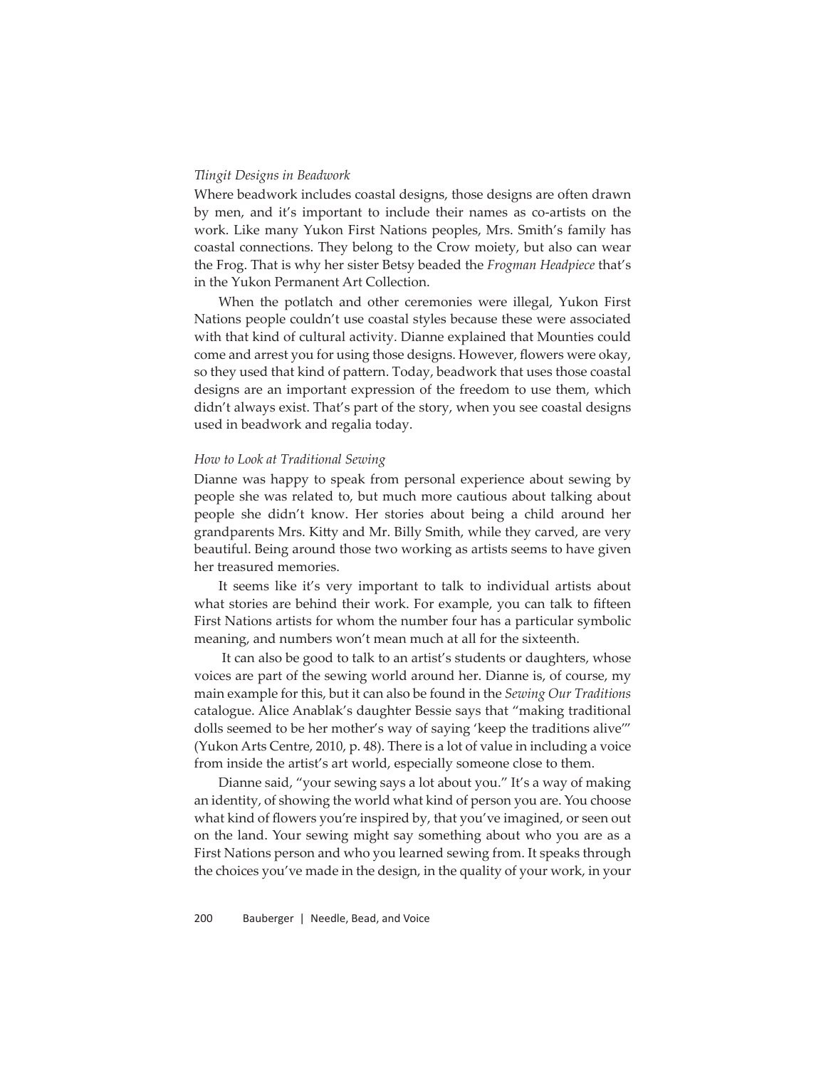### *Tlingit Designs in Beadwork*

Where beadwork includes coastal designs, those designs are often drawn by men, and it's important to include their names as co-artists on the work. Like many Yukon First Nations peoples, Mrs. Smith's family has coastal connections. They belong to the Crow moiety, but also can wear the Frog. That is why her sister Betsy beaded the *Frogman Headpiece* that's in the Yukon Permanent Art Collection.

When the potlatch and other ceremonies were illegal, Yukon First Nations people couldn't use coastal styles because these were associated with that kind of cultural activity. Dianne explained that Mounties could come and arrest you for using those designs. However, flowers were okay, so they used that kind of pattern. Today, beadwork that uses those coastal designs are an important expression of the freedom to use them, which didn't always exist. That's part of the story, when you see coastal designs used in beadwork and regalia today.

### *How to Look at Traditional Sewing*

Dianne was happy to speak from personal experience about sewing by people she was related to, but much more cautious about talking about people she didn't know. Her stories about being a child around her grandparents Mrs. Kitty and Mr. Billy Smith, while they carved, are very beautiful. Being around those two working as artists seems to have given her treasured memories.

It seems like it's very important to talk to individual artists about what stories are behind their work. For example, you can talk to fifteen First Nations artists for whom the number four has a particular symbolic meaning, and numbers won't mean much at all for the sixteenth.

It can also be good to talk to an artist's students or daughters, whose voices are part of the sewing world around her. Dianne is, of course, my main example for this, but it can also be found in the *Sewing Our Traditions* catalogue. Alice Anablak's daughter Bessie says that "making traditional dolls seemed to be her mother's way of saying 'keep the traditions alive'" (Yukon Arts Centre, 2010, p. 48). There is a lot of value in including a voice from inside the artist's art world, especially someone close to them.

Dianne said, "your sewing says a lot about you." It's a way of making an identity, of showing the world what kind of person you are. You choose what kind of flowers you're inspired by, that you've imagined, or seen out on the land. Your sewing might say something about who you are as a First Nations person and who you learned sewing from. It speaks through the choices you've made in the design, in the quality of your work, in your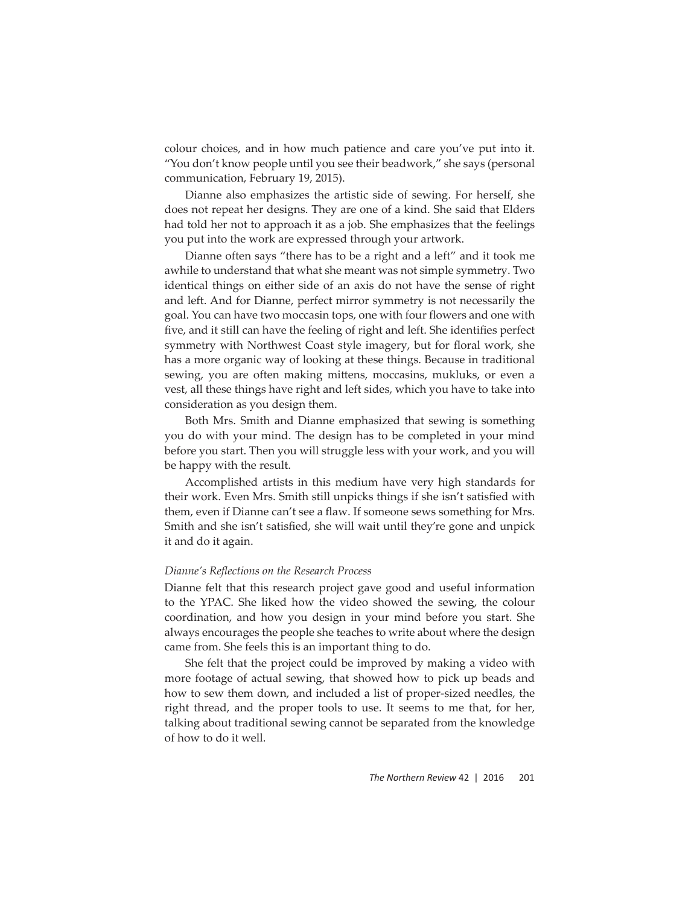colour choices, and in how much patience and care you've put into it. "You don't know people until you see their beadwork," she says (personal communication, February 19, 2015).

Dianne also emphasizes the artistic side of sewing. For herself, she does not repeat her designs. They are one of a kind. She said that Elders had told her not to approach it as a job. She emphasizes that the feelings you put into the work are expressed through your artwork.

Dianne often says "there has to be a right and a left" and it took me awhile to understand that what she meant was not simple symmetry. Two identical things on either side of an axis do not have the sense of right and left. And for Dianne, perfect mirror symmetry is not necessarily the goal. You can have two moccasin tops, one with four flowers and one with five, and it still can have the feeling of right and left. She identifies perfect symmetry with Northwest Coast style imagery, but for floral work, she has a more organic way of looking at these things. Because in traditional sewing, you are often making mittens, moccasins, mukluks, or even a vest, all these things have right and left sides, which you have to take into consideration as you design them.

Both Mrs. Smith and Dianne emphasized that sewing is something you do with your mind. The design has to be completed in your mind before you start. Then you will struggle less with your work, and you will be happy with the result.

Accomplished artists in this medium have very high standards for their work. Even Mrs. Smith still unpicks things if she isn't satisfied with them, even if Dianne can't see a flaw. If someone sews something for Mrs. Smith and she isn't satisfied, she will wait until they're gone and unpick it and do it again.

### *Dianne's Reflections on the Research Process*

Dianne felt that this research project gave good and useful information to the YPAC. She liked how the video showed the sewing, the colour coordination, and how you design in your mind before you start. She always encourages the people she teaches to write about where the design came from. She feels this is an important thing to do.

She felt that the project could be improved by making a video with more footage of actual sewing, that showed how to pick up beads and how to sew them down, and included a list of proper-sized needles, the right thread, and the proper tools to use. It seems to me that, for her, talking about traditional sewing cannot be separated from the knowledge of how to do it well.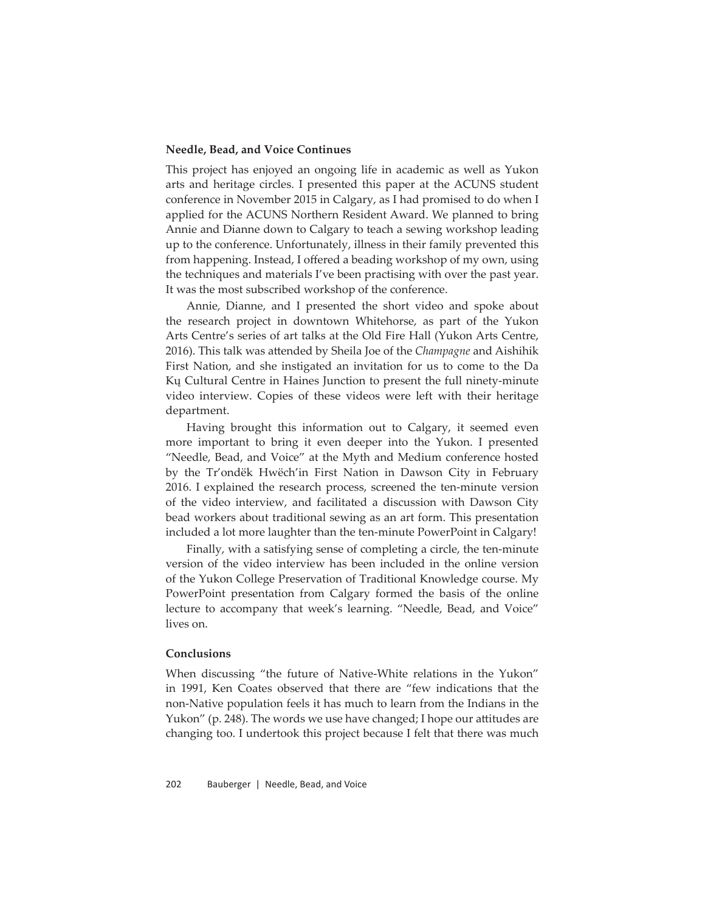### Needle, Bead, and Voice Continues

This project has enjoyed an ongoing life in academic as well as Yukon arts and heritage circles. I presented this paper at the ACUNS student conference in November 2015 in Calgary, as I had promised to do when I applied for the ACUNS Northern Resident Award. We planned to bring Annie and Dianne down to Calgary to teach a sewing workshop leading up to the conference. Unfortunately, illness in their family prevented this from happening. Instead, I offered a beading workshop of my own, using the techniques and materials I've been practising with over the past year. It was the most subscribed workshop of the conference.

Annie, Dianne, and I presented the short video and spoke about the research project in downtown Whitehorse, as part of the Yukon Arts Centre's series of art talks at the Old Fire Hall (Yukon Arts Centre, 2016). This talk was attended by Sheila Joe of the *Champagne* and Aishihik First Nation, and she instigated an invitation for us to come to the Da Kų Cultural Centre in Haines Junction to present the full ninety-minute video interview. Copies of these videos were left with their heritage department.

Having brought this information out to Calgary, it seemed even more important to bring it even deeper into the Yukon. I presented "Needle, Bead, and Voice" at the Myth and Medium conference hosted by the Tr'ondëk Hwëch'in First Nation in Dawson City in February 2016. I explained the research process, screened the ten-minute version of the video interview, and facilitated a discussion with Dawson City bead workers about traditional sewing as an art form. This presentation included a lot more laughter than the ten-minute PowerPoint in Calgary!

Finally, with a satisfying sense of completing a circle, the ten-minute version of the video interview has been included in the online version of the Yukon College Preservation of Traditional Knowledge course. My PowerPoint presentation from Calgary formed the basis of the online lecture to accompany that week's learning. "Needle, Bead, and Voice" lives on.

### Conclusions

When discussing "the future of Native-White relations in the Yukon" in 1991, Ken Coates observed that there are "few indications that the non-Native population feels it has much to learn from the Indians in the Yukon" (p. 248). The words we use have changed; I hope our attitudes are changing too. I undertook this project because I felt that there was much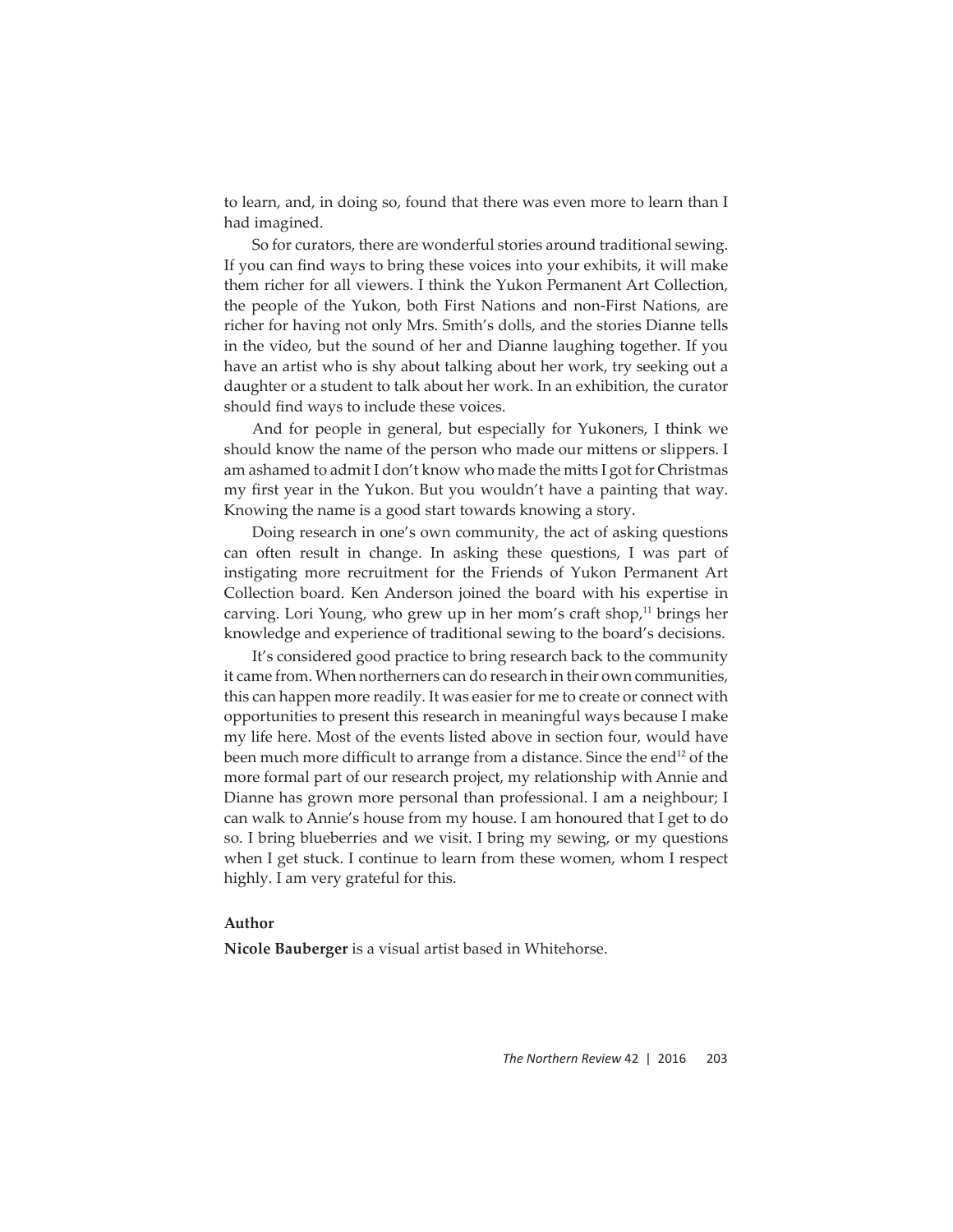to learn, and, in doing so, found that there was even more to learn than I had imagined.

So for curators, there are wonderful stories around traditional sewing. If you can find ways to bring these voices into your exhibits, it will make them richer for all viewers. I think the Yukon Permanent Art Collection, the people of the Yukon, both First Nations and non-First Nations, are richer for having not only Mrs. Smith's dolls, and the stories Dianne tells in the video, but the sound of her and Dianne laughing together. If you have an artist who is shy about talking about her work, try seeking out a daughter or a student to talk about her work. In an exhibition, the curator should find ways to include these voices.

And for people in general, but especially for Yukoners, I think we should know the name of the person who made our mittens or slippers. I am ashamed to admit I don't know who made the mitts I got for Christmas my first year in the Yukon. But you wouldn't have a painting that way. Knowing the name is a good start towards knowing a story.

Doing research in one's own community, the act of asking questions can often result in change. In asking these questions, I was part of instigating more recruitment for the Friends of Yukon Permanent Art Collection board. Ken Anderson joined the board with his expertise in carving. Lori Young, who grew up in her mom's craft shop,[11] brings her knowledge and experience of traditional sewing to the board's decisions.

It's considered good practice to bring research back to the community it came from. When northerners can do research in their own communities, this can happen more readily. It was easier for me to create or connect with opportunities to present this research in meaningful ways because I make my life here. Most of the events listed above in section four, would have been much more difficult to arrange from a distance. Since the end[12] of the more formal part of our research project, my relationship with Annie and Dianne has grown more personal than professional. I am a neighbour; I can walk to Annie's house from my house. I am honoured that I get to do so. I bring blueberries and we visit. I bring my sewing, or my questions when I get stuck. I continue to learn from these women, whom I respect highly. I am very grateful for this.

**Author**

**Nicole Bauberger** is a visual artist based in Whitehorse.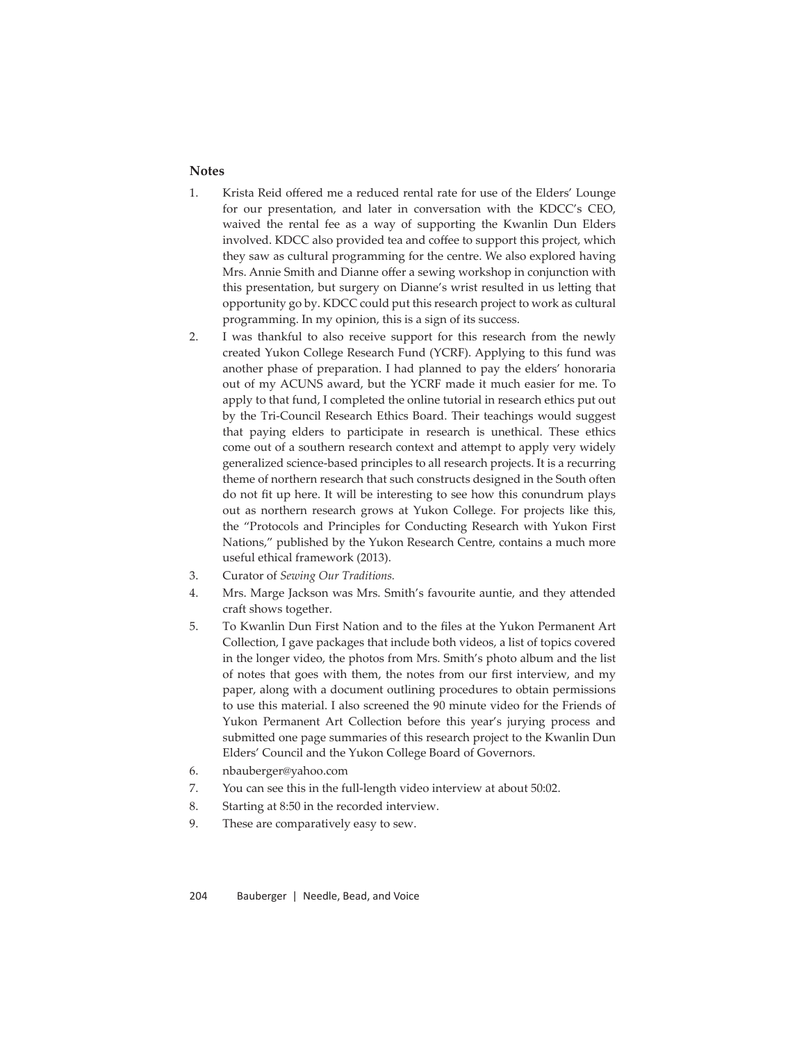## Notes

1. Krista Reid offered me a reduced rental rate for use of the Elders' Lounge for our presentation, and later in conversation with the KDCC's CEO, waived the rental fee as a way of supporting the Kwanlin Dun Elders involved. KDCC also provided tea and coffee to support this project, which they saw as cultural programming for the centre. We also explored having Mrs. Annie Smith and Dianne offer a sewing workshop in conjunction with this presentation, but surgery on Dianne's wrist resulted in us letting that opportunity go by. KDCC could put this research project to work as cultural programming. In my opinion, this is a sign of its success.
2. I was thankful to also receive support for this research from the newly created Yukon College Research Fund (YCRF). Applying to this fund was another phase of preparation. I had planned to pay the elders' honoraria out of my ACUNS award, but the YCRF made it much easier for me. To apply to that fund, I completed the online tutorial in research ethics put out by the Tri-Council Research Ethics Board. Their teachings would suggest that paying elders to participate in research is unethical. These ethics come out of a southern research context and attempt to apply very widely generalized science-based principles to all research projects. It is a recurring theme of northern research that such constructs designed in the South often do not fit up here. It will be interesting to see how this conundrum plays out as northern research grows at Yukon College. For projects like this, the "Protocols and Principles for Conducting Research with Yukon First Nations," published by the Yukon Research Centre, contains a much more useful ethical framework (2013).
3. Curator of *Sewing Our Traditions.*
4. Mrs. Marge Jackson was Mrs. Smith's favourite auntie, and they attended craft shows together.
5. To Kwanlin Dun First Nation and to the files at the Yukon Permanent Art Collection, I gave packages that include both videos, a list of topics covered in the longer video, the photos from Mrs. Smith's photo album and the list of notes that goes with them, the notes from our first interview, and my paper, along with a document outlining procedures to obtain permissions to use this material. I also screened the 90 minute video for the Friends of Yukon Permanent Art Collection before this year's jurying process and submitted one page summaries of this research project to the Kwanlin Dun Elders' Council and the Yukon College Board of Governors.
6. nbauberger@yahoo.com
7. You can see this in the full-length video interview at about 50:02.
8. Starting at 8:50 in the recorded interview.
9. These are comparatively easy to sew.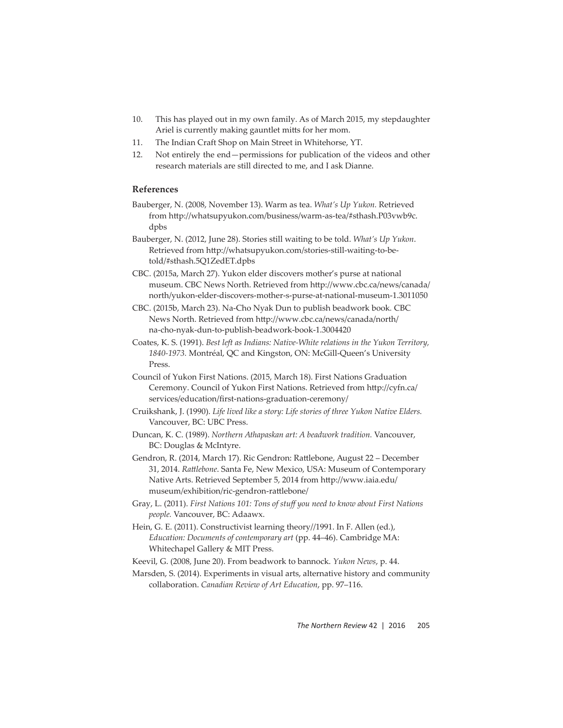10. This has played out in my own family. As of March 2015, my stepdaughter Ariel is currently making gauntlet mitts for her mom.
11. The Indian Craft Shop on Main Street in Whitehorse, YT.
12. Not entirely the end—permissions for publication of the videos and other research materials are still directed to me, and I ask Dianne.

## References

Bauberger, N. (2008, November 13). Warm as tea. *What's Up Yukon.* Retrieved from http://whatsupyukon.com/business/warm-as-tea/#sthash.P03vwb9c.dpbs

Bauberger, N. (2012, June 28). Stories still waiting to be told. *What's Up Yukon*. Retrieved from http://whatsupyukon.com/stories-still-waiting-to-be-told/#sthash.5Q1ZedET.dpbs

CBC. (2015a, March 27). Yukon elder discovers mother's purse at national museum. CBC News North. Retrieved from http://www.cbc.ca/news/canada/north/yukon-elder-discovers-mother-s-purse-at-national-museum-1.3011050

CBC. (2015b, March 23). Na-Cho Nyak Dun to publish beadwork book. CBC News North. Retrieved from http://www.cbc.ca/news/canada/north/na-cho-nyak-dun-to-publish-beadwork-book-1.3004420

Coates, K. S. (1991). *Best left as Indians: Native-White relations in the Yukon Territory, 1840-1973.* Montréal, QC and Kingston, ON: McGill-Queen's University Press.

Council of Yukon First Nations. (2015, March 18). First Nations Graduation Ceremony. Council of Yukon First Nations. Retrieved from http://cyfn.ca/services/education/first-nations-graduation-ceremony/

Cruikshank, J. (1990). *Life lived like a story: Life stories of three Yukon Native Elders.* Vancouver, BC: UBC Press.

Duncan, K. C. (1989). *Northern Athapaskan art: A beadwork tradition.* Vancouver, BC: Douglas & McIntyre.

Gendron, R. (2014, March 17). Ric Gendron: Rattlebone, August 22 – December 31, 2014. *Rattlebone*. Santa Fe, New Mexico, USA: Museum of Contemporary Native Arts. Retrieved September 5, 2014 from http://www.iaia.edu/museum/exhibition/ric-gendron-rattlebone/

Gray, L. (2011). *First Nations 101: Tons of stuff you need to know about First Nations people.* Vancouver, BC: Adaawx.

Hein, G. E. (2011). Constructivist learning theory//1991. In F. Allen (ed.), *Education: Documents of contemporary art* (pp. 44–46). Cambridge MA: Whitechapel Gallery & MIT Press.

Keevil, G. (2008, June 20). From beadwork to bannock. *Yukon News*, p. 44.

Marsden, S. (2014). Experiments in visual arts, alternative history and community collaboration. *Canadian Review of Art Education*, pp. 97–116.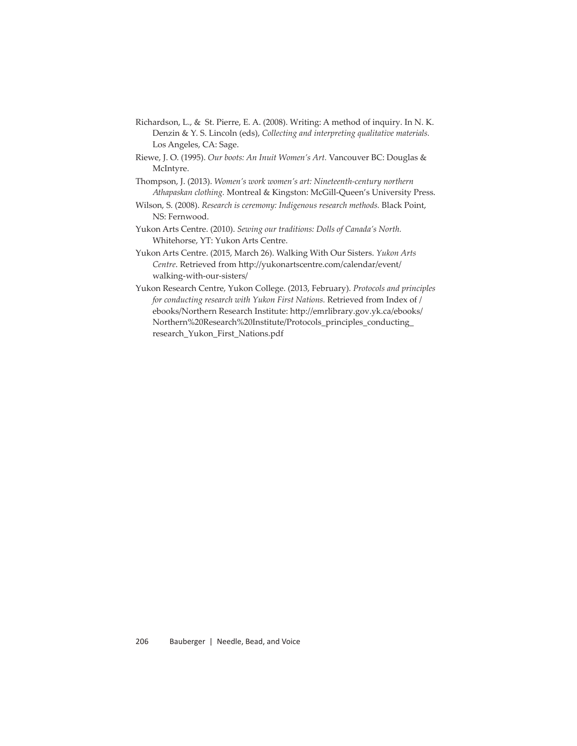Richardson, L., & St. Pierre, E. A. (2008). Writing: A method of inquiry. In N. K. Denzin & Y. S. Lincoln (eds), *Collecting and interpreting qualitative materials.* Los Angeles, CA: Sage.

Riewe, J. O. (1995). *Our boots: An Inuit Women's Art.* Vancouver BC: Douglas & McIntyre.

Thompson, J. (2013). *Women's work women's art: Nineteenth-century northern Athapaskan clothing.* Montreal & Kingston: McGill-Queen's University Press.

Wilson, S. (2008). *Research is ceremony: Indigenous research methods.* Black Point, NS: Fernwood.

Yukon Arts Centre. (2010). *Sewing our traditions: Dolls of Canada's North.* Whitehorse, YT: Yukon Arts Centre.

Yukon Arts Centre. (2015, March 26). Walking With Our Sisters. *Yukon Arts Centre*. Retrieved from http://yukonartscentre.com/calendar/event/walking-with-our-sisters/

Yukon Research Centre, Yukon College. (2013, February). *Protocols and principles for conducting research with Yukon First Nations.* Retrieved from Index of / ebooks/Northern Research Institute: http://emrlibrary.gov.yk.ca/ebooks/Northern%20Research%20Institute/Protocols_principles_conducting_research_Yukon_First_Nations.pdf